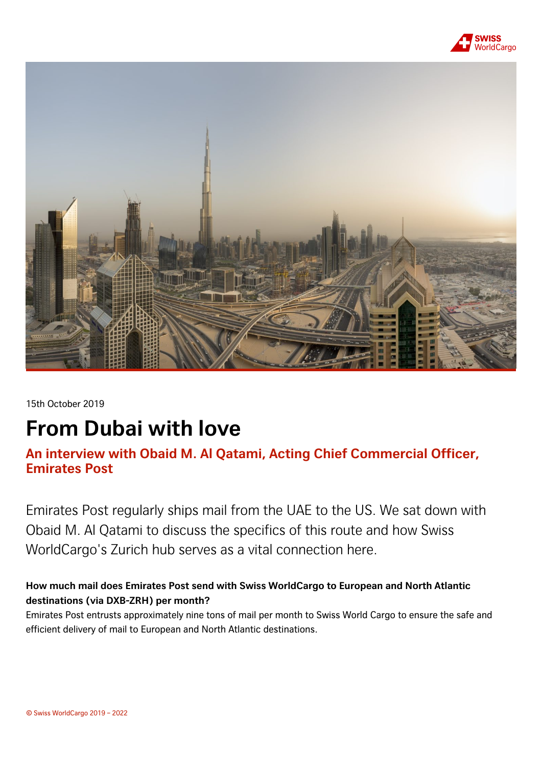15th October 2019

# From Dubai with love

## An interview with Obaid M. Al Qatami, Acting Chief Commercial Officer, Emirates Post

Emirates Post regularly ships mail from the UAE to the US. We sat down with Obaid M. Al Qatami to discuss the specifics of this route and how Swiss WorldCargo's Zurich hub serves as a vital connection here.

**How much mail does Emirates Post send with Swiss WorldCargo to European and North Atlantic destinations (via DXB-ZRH) per month?**

Emirates Post entrusts approximately nine tons of mail per month to Swiss World Cargo to ensure the safe and efficient delivery of mail to European and North Atlantic destinations.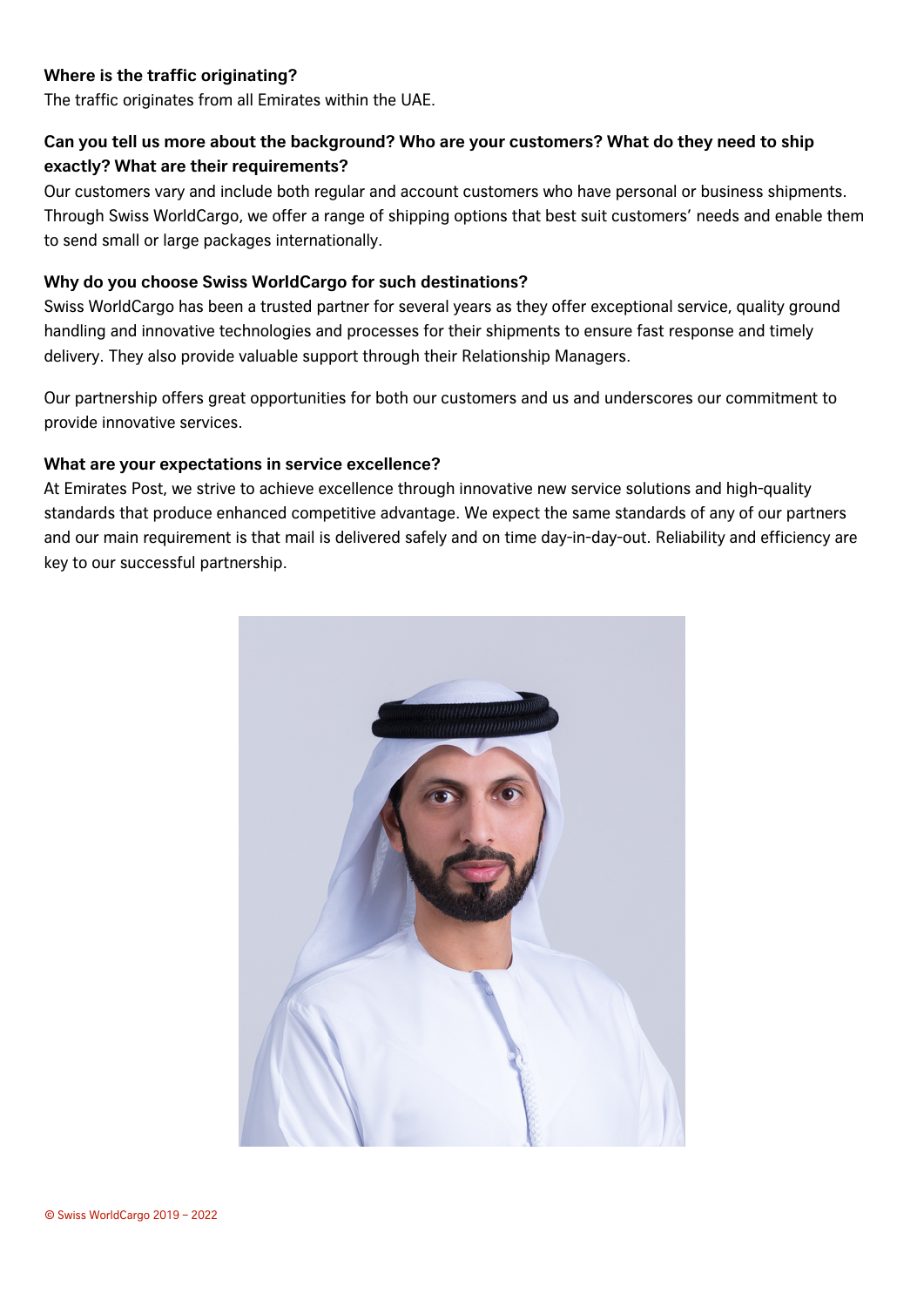**Where is the traffic originating?**
The traffic originates from all Emirates within the UAE.

**Can you tell us more about the background? Who are your customers? What do they need to ship exactly? What are their requirements?**
Our customers vary and include both regular and account customers who have personal or business shipments. Through Swiss WorldCargo, we offer a range of shipping options that best suit customers' needs and enable them to send small or large packages internationally.

**Why do you choose Swiss WorldCargo for such destinations?**
Swiss WorldCargo has been a trusted partner for several years as they offer exceptional service, quality ground handling and innovative technologies and processes for their shipments to ensure fast response and timely delivery. They also provide valuable support through their Relationship Managers.

Our partnership offers great opportunities for both our customers and us and underscores our commitment to provide innovative services.

**What are your expectations in service excellence?**
At Emirates Post, we strive to achieve excellence through innovative new service solutions and high-quality standards that produce enhanced competitive advantage. We expect the same standards of any of our partners and our main requirement is that mail is delivered safely and on time day-in-day-out. Reliability and efficiency are key to our successful partnership.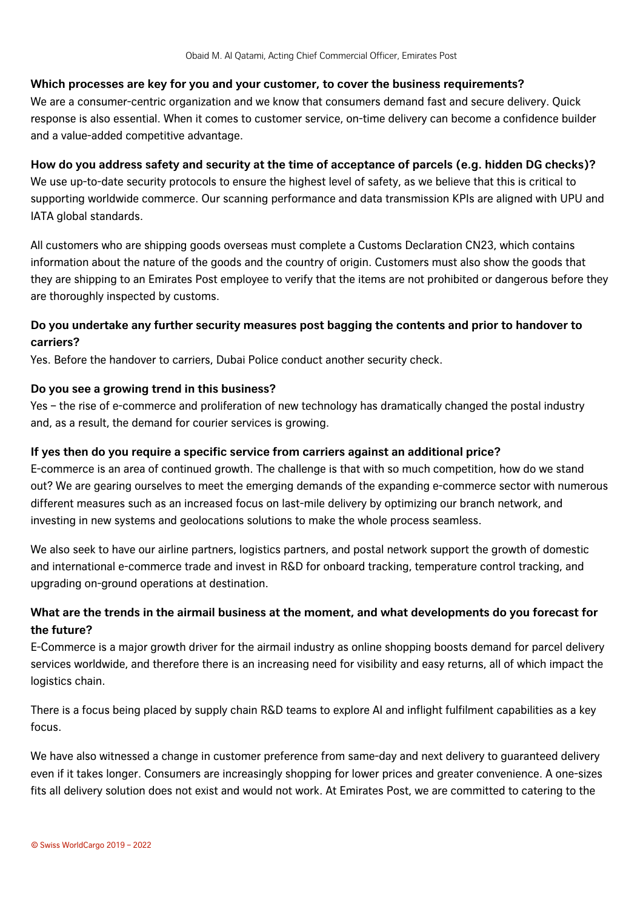**Which processes are key for you and your customer, to cover the business requirements?**
We are a consumer-centric organization and we know that consumers demand fast and secure delivery. Quick response is also essential. When it comes to customer service, on-time delivery can become a confidence builder and a value-added competitive advantage.

**How do you address safety and security at the time of acceptance of parcels (e.g. hidden DG checks)?**
We use up-to-date security protocols to ensure the highest level of safety, as we believe that this is critical to supporting worldwide commerce. Our scanning performance and data transmission KPIs are aligned with UPU and IATA global standards.

All customers who are shipping goods overseas must complete a Customs Declaration CN23, which contains information about the nature of the goods and the country of origin. Customers must also show the goods that they are shipping to an Emirates Post employee to verify that the items are not prohibited or dangerous before they are thoroughly inspected by customs.

**Do you undertake any further security measures post bagging the contents and prior to handover to carriers?**
Yes. Before the handover to carriers, Dubai Police conduct another security check.

**Do you see a growing trend in this business?**
Yes – the rise of e-commerce and proliferation of new technology has dramatically changed the postal industry and, as a result, the demand for courier services is growing.

**If yes then do you require a specific service from carriers against an additional price?**
E-commerce is an area of continued growth. The challenge is that with so much competition, how do we stand out? We are gearing ourselves to meet the emerging demands of the expanding e-commerce sector with numerous different measures such as an increased focus on last-mile delivery by optimizing our branch network, and investing in new systems and geolocations solutions to make the whole process seamless.

We also seek to have our airline partners, logistics partners, and postal network support the growth of domestic and international e-commerce trade and invest in R&D for onboard tracking, temperature control tracking, and upgrading on-ground operations at destination.

**What are the trends in the airmail business at the moment, and what developments do you forecast for the future?**
E-Commerce is a major growth driver for the airmail industry as online shopping boosts demand for parcel delivery services worldwide, and therefore there is an increasing need for visibility and easy returns, all of which impact the logistics chain.

There is a focus being placed by supply chain R&D teams to explore AI and inflight fulfilment capabilities as a key focus.

We have also witnessed a change in customer preference from same-day and next delivery to guaranteed delivery even if it takes longer. Consumers are increasingly shopping for lower prices and greater convenience. A one-sizes fits all delivery solution does not exist and would not work. At Emirates Post, we are committed to catering to the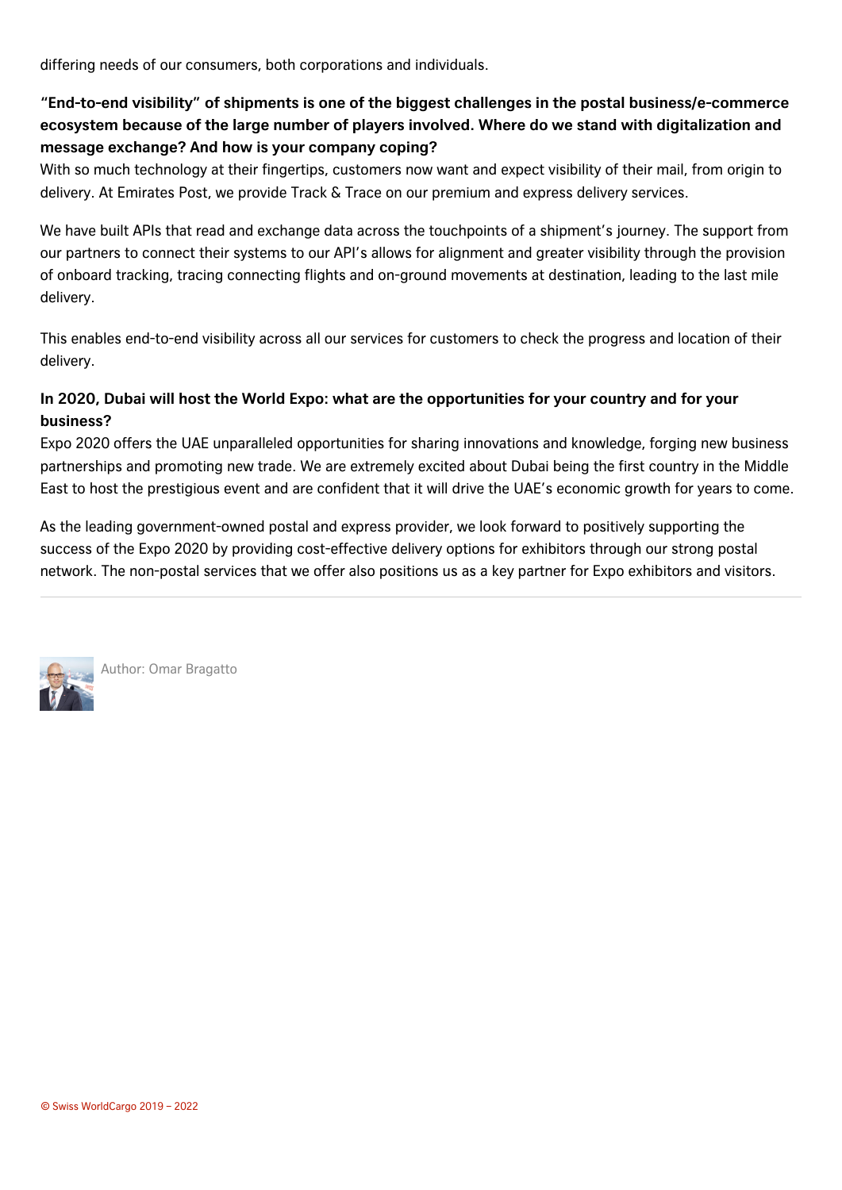differing needs of our consumers, both corporations and individuals.

**"End-to-end visibility" of shipments is one of the biggest challenges in the postal business/e-commerce ecosystem because of the large number of players involved. Where do we stand with digitalization and message exchange? And how is your company coping?**

With so much technology at their fingertips, customers now want and expect visibility of their mail, from origin to delivery. At Emirates Post, we provide Track & Trace on our premium and express delivery services.

We have built APIs that read and exchange data across the touchpoints of a shipment's journey. The support from our partners to connect their systems to our API's allows for alignment and greater visibility through the provision of onboard tracking, tracing connecting flights and on-ground movements at destination, leading to the last mile delivery.

This enables end-to-end visibility across all our services for customers to check the progress and location of their delivery.

**In 2020, Dubai will host the World Expo: what are the opportunities for your country and for your business?**

Expo 2020 offers the UAE unparalleled opportunities for sharing innovations and knowledge, forging new business partnerships and promoting new trade. We are extremely excited about Dubai being the first country in the Middle East to host the prestigious event and are confident that it will drive the UAE's economic growth for years to come.

As the leading government-owned postal and express provider, we look forward to positively supporting the success of the Expo 2020 by providing cost-effective delivery options for exhibitors through our strong postal network. The non-postal services that we offer also positions us as a key partner for Expo exhibitors and visitors.

---

Author: Omar Bragatto

© Swiss WorldCargo 2019 – 2022